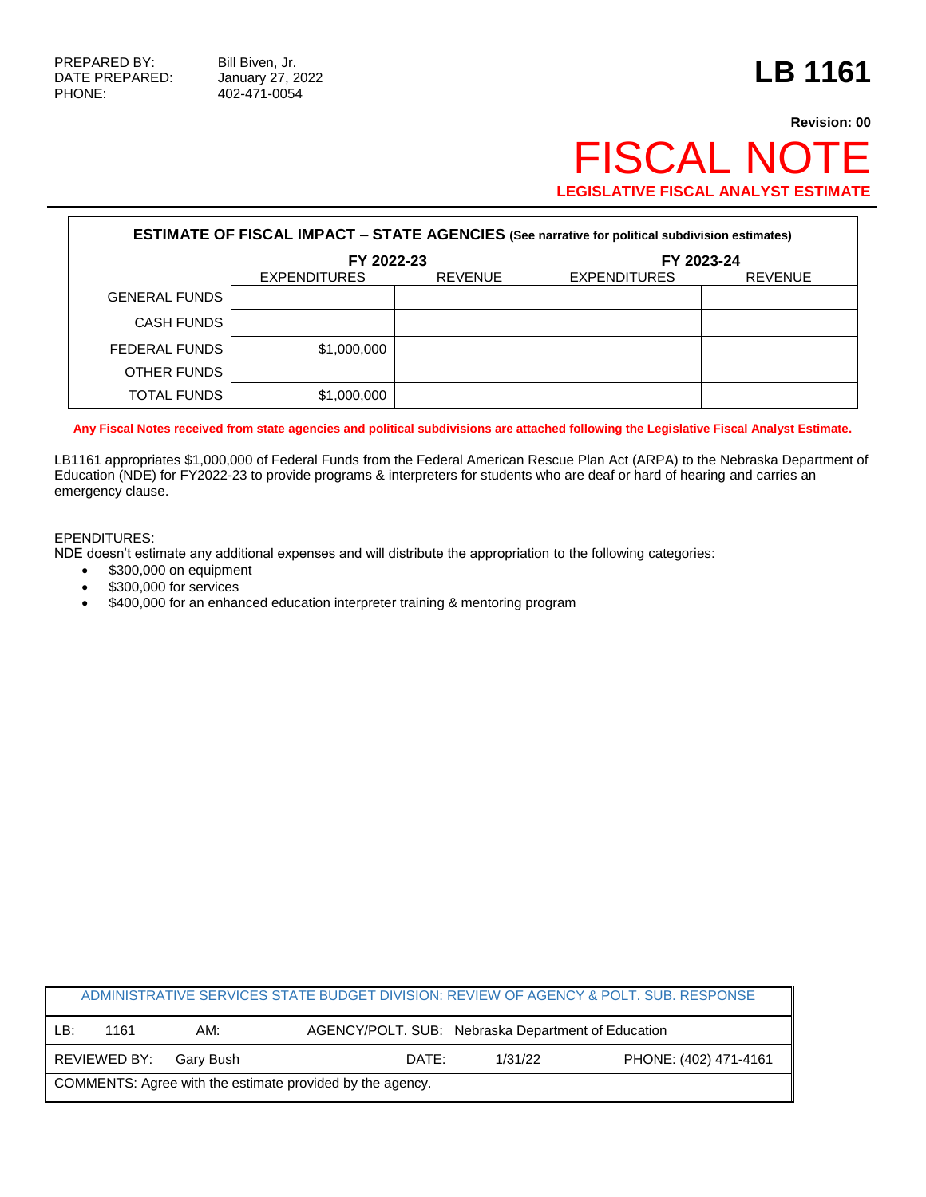PREPARED BY: Bill Biven, Jr.
DATE PREPARED: January 27, 2022
PHONE: 402-471-0054

# LB 1161

**Revision: 00**

# FISCAL NOTE

**LEGISLATIVE FISCAL ANALYST ESTIMATE**

**ESTIMATE OF FISCAL IMPACT – STATE AGENCIES** (See narrative for political subdivision estimates)

| | FY 2022-23 | | FY 2023-24 | |
|---|---|---|---|---|
| | EXPENDITURES | REVENUE | EXPENDITURES | REVENUE |
| GENERAL FUNDS | | | | |
| CASH FUNDS | | | | |
| FEDERAL FUNDS | $1,000,000 | | | |
| OTHER FUNDS | | | | |
| TOTAL FUNDS | $1,000,000 | | | |

**Any Fiscal Notes received from state agencies and political subdivisions are attached following the Legislative Fiscal Analyst Estimate.**

LB1161 appropriates $1,000,000 of Federal Funds from the Federal American Rescue Plan Act (ARPA) to the Nebraska Department of Education (NDE) for FY2022-23 to provide programs & interpreters for students who are deaf or hard of hearing and carries an emergency clause.

EPENDITURES:
NDE doesn't estimate any additional expenses and will distribute the appropriation to the following categories:

- $300,000 on equipment
- $300,000 for services
- $400,000 for an enhanced education interpreter training & mentoring program

| ADMINISTRATIVE SERVICES STATE BUDGET DIVISION: REVIEW OF AGENCY & POLT. SUB. RESPONSE | | |
|---|---|---|
| LB: 1161 | AM: | AGENCY/POLT. SUB: Nebraska Department of Education |
| REVIEWED BY: Gary Bush | DATE: 1/31/22 | PHONE: (402) 471-4161 |
| COMMENTS: Agree with the estimate provided by the agency. | | |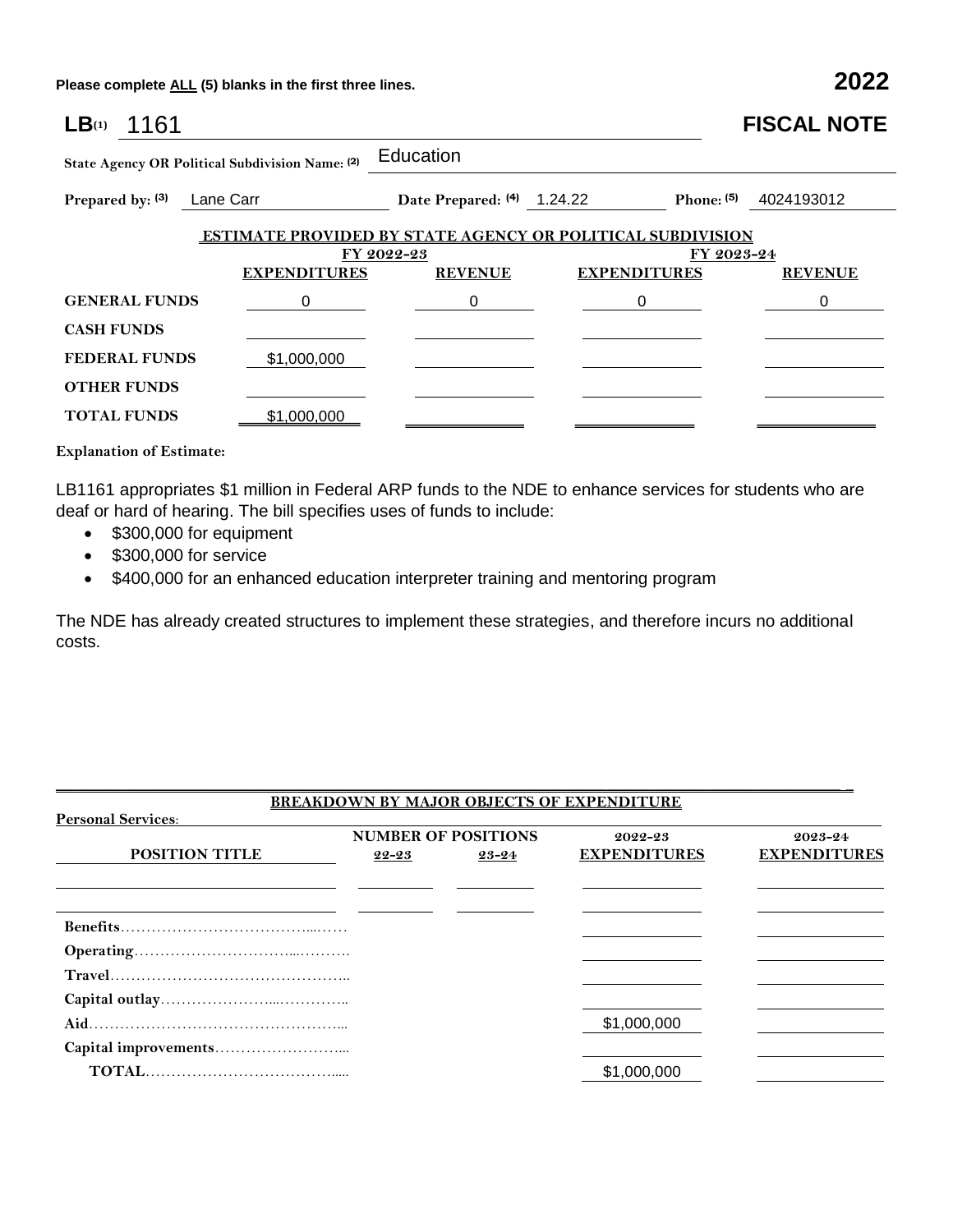Please complete ALL (5) blanks in the first three lines.

**2022**

**LB(1)** 1161

# FISCAL NOTE

**State Agency OR Political Subdivision Name: (2)** Education

**Prepared by: (3)** Lane Carr **Date Prepared: (4)** 1.24.22 **Phone: (5)** 4024193012

## ESTIMATE PROVIDED BY STATE AGENCY OR POLITICAL SUBDIVISION

| | FY 2022-23 | | FY 2023-24 | |
|---|---|---|---|---|
| | **EXPENDITURES** | **REVENUE** | **EXPENDITURES** | **REVENUE** |
| **GENERAL FUNDS** | 0 | 0 | 0 | 0 |
| **CASH FUNDS** | | | | |
| **FEDERAL FUNDS** | $1,000,000 | | | |
| **OTHER FUNDS** | | | | |
| **TOTAL FUNDS** | $1,000,000 | | | |

**Explanation of Estimate:**

LB1161 appropriates $1 million in Federal ARP funds to the NDE to enhance services for students who are deaf or hard of hearing. The bill specifies uses of funds to include:

- $300,000 for equipment
- $300,000 for service
- $400,000 for an enhanced education interpreter training and mentoring program

The NDE has already created structures to implement these strategies, and therefore incurs no additional costs.

## BREAKDOWN BY MAJOR OBJECTS OF EXPENDITURE

**Personal Services:**

| POSITION TITLE | NUMBER OF POSITIONS 22-23 | NUMBER OF POSITIONS 23-24 | 2022-23 EXPENDITURES | 2023-24 EXPENDITURES |
|---|---|---|---|---|
| | | | | |
| | | | | |
| **Benefits**.......................................... | | | | |
| **Operating**.......................................... | | | | |
| **Travel**.......................................... | | | | |
| **Capital outlay**.......................................... | | | | |
| **Aid**.......................................... | | | $1,000,000 | |
| **Capital improvements**.......................... | | | | |
| **TOTAL**.......................................... | | | $1,000,000 | |